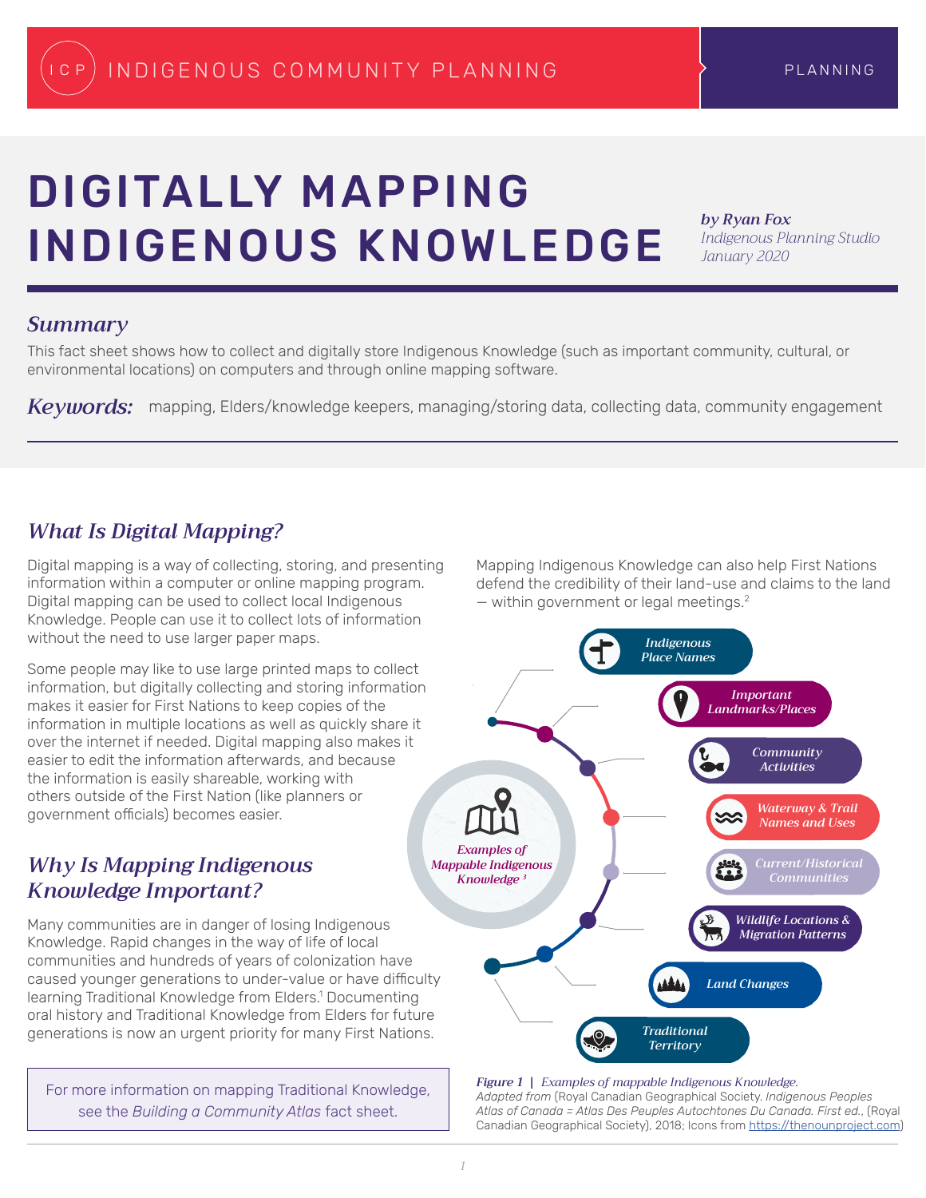INDIGENOUS COMMUNITY PLANNING | PLANNING

# DIGITALLY MAPPING INDIGENOUS KNOWLEDGE

*by Ryan Fox*
*Indigenous Planning Studio*
*January 2020*

## *Summary*

This fact sheet shows how to collect and digitally store Indigenous Knowledge (such as important community, cultural, or environmental locations) on computers and through online mapping software.

***Keywords:*** mapping, Elders/knowledge keepers, managing/storing data, collecting data, community engagement

## *What Is Digital Mapping?*

Digital mapping is a way of collecting, storing, and presenting information within a computer or online mapping program. Digital mapping can be used to collect local Indigenous Knowledge. People can use it to collect lots of information without the need to use larger paper maps.

Some people may like to use large printed maps to collect information, but digitally collecting and storing information makes it easier for First Nations to keep copies of the information in multiple locations as well as quickly share it over the internet if needed. Digital mapping also makes it easier to edit the information afterwards, and because the information is easily shareable, working with others outside of the First Nation (like planners or government officials) becomes easier.

## *Why Is Mapping Indigenous Knowledge Important?*

Many communities are in danger of losing Indigenous Knowledge. Rapid changes in the way of life of local communities and hundreds of years of colonization have caused younger generations to under-value or have difficulty learning Traditional Knowledge from Elders.[1] Documenting oral history and Traditional Knowledge from Elders for future generations is now an urgent priority for many First Nations.

For more information on mapping Traditional Knowledge, see the *Building a Community Atlas* fact sheet.

Mapping Indigenous Knowledge can also help First Nations defend the credibility of their land-use and claims to the land — within government or legal meetings.[2]

*Examples of Mappable Indigenous Knowledge* [3]

- Indigenous Place Names
- Important Landmarks/Places
- Community Activities
- Waterway & Trail Names and Uses
- Current/Historical Communities
- Wildlife Locations & Migration Patterns
- Land Changes
- Traditional Territory

***Figure 1*** | *Examples of mappable Indigenous Knowledge.*
*Adapted from* (Royal Canadian Geographical Society. *Indigenous Peoples Atlas of Canada = Atlas Des Peuples Autochtones Du Canada. First ed.*, (Royal Canadian Geographical Society), 2018; Icons from https://thenounproject.com)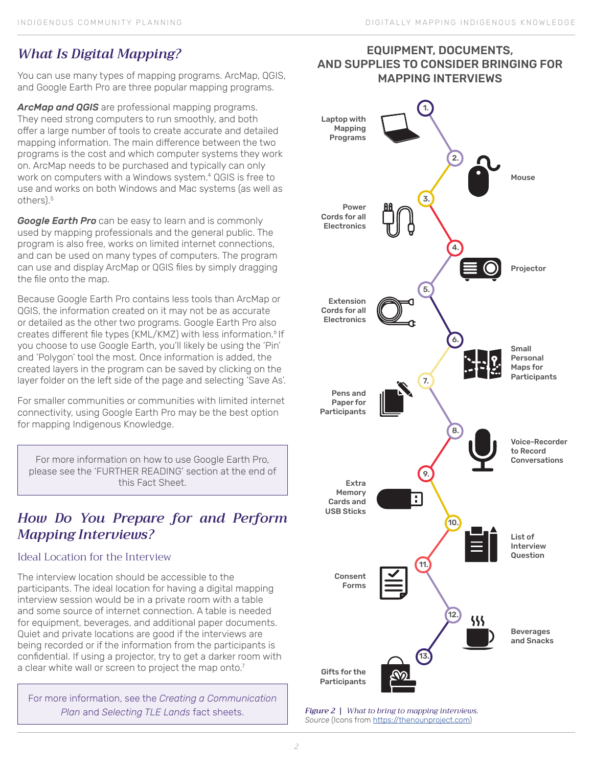## *What Is Digital Mapping?*

You can use many types of mapping programs. ArcMap, QGIS, and Google Earth Pro are three popular mapping programs.

***ArcMap and QGIS*** are professional mapping programs. They need strong computers to run smoothly, and both offer a large number of tools to create accurate and detailed mapping information. The main difference between the two programs is the cost and which computer systems they work on. ArcMap needs to be purchased and typically can only work on computers with a Windows system.[4] QGIS is free to use and works on both Windows and Mac systems (as well as others).[5]

***Google Earth Pro*** can be easy to learn and is commonly used by mapping professionals and the general public. The program is also free, works on limited internet connections, and can be used on many types of computers. The program can use and display ArcMap or QGIS files by simply dragging the file onto the map.

Because Google Earth Pro contains less tools than ArcMap or QGIS, the information created on it may not be as accurate or detailed as the other two programs. Google Earth Pro also creates different file types (KML/KMZ) with less information.[6] If you choose to use Google Earth, you'll likely be using the 'Pin' and 'Polygon' tool the most. Once information is added, the created layers in the program can be saved by clicking on the layer folder on the left side of the page and selecting 'Save As'.

For smaller communities or communities with limited internet connectivity, using Google Earth Pro may be the best option for mapping Indigenous Knowledge.

> For more information on how to use Google Earth Pro, please see the 'FURTHER READING' section at the end of this Fact Sheet.

## *How Do You Prepare for and Perform Mapping Interviews?*

### Ideal Location for the Interview

The interview location should be accessible to the participants. The ideal location for having a digital mapping interview session would be in a private room with a table and some source of internet connection. A table is needed for equipment, beverages, and additional paper documents. Quiet and private locations are good if the interviews are being recorded or if the information from the participants is confidential. If using a projector, try to get a darker room with a clear white wall or screen to project the map onto.[7]

> For more information, see the *Creating a Communication Plan* and *Selecting TLE Lands* fact sheets.

### EQUIPMENT, DOCUMENTS, AND SUPPLIES TO CONSIDER BRINGING FOR MAPPING INTERVIEWS

1. Laptop with Mapping Programs
2. Mouse
3. Power Cords for all Electronics
4. Projector
5. Extension Cords for all Electronics
6. Small Personal Maps for Participants
7. Pens and Paper for Participants
8. Voice-Recorder to Record Conversations
9. Extra Memory Cards and USB Sticks
10. List of Interview Question
11. Consent Forms
12. Beverages and Snacks
13. Gifts for the Participants

*Figure 2 | What to bring to mapping interviews.*
*Source* (Icons from https://thenounproject.com)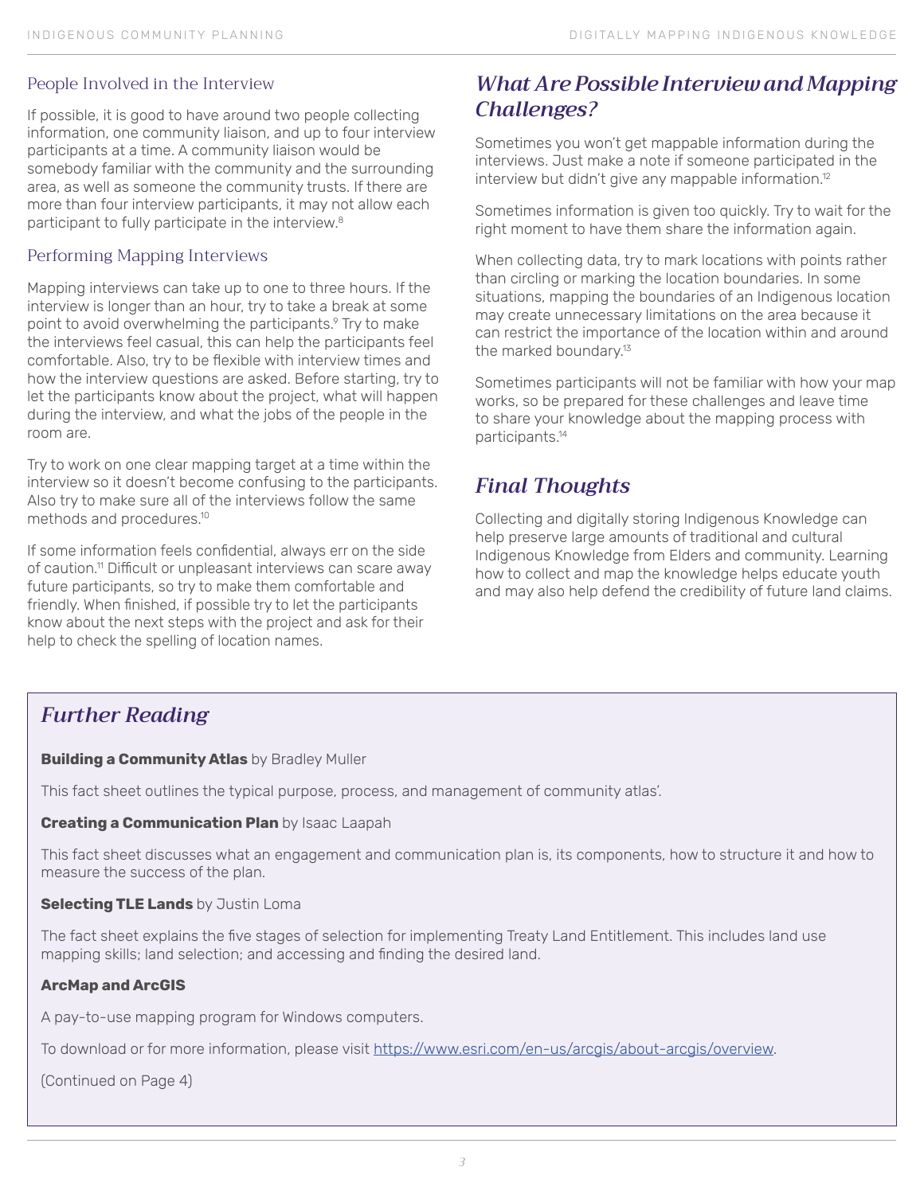### People Involved in the Interview

If possible, it is good to have around two people collecting information, one community liaison, and up to four interview participants at a time. A community liaison would be somebody familiar with the community and the surrounding area, as well as someone the community trusts. If there are more than four interview participants, it may not allow each participant to fully participate in the interview.[8]

### Performing Mapping Interviews

Mapping interviews can take up to one to three hours. If the interview is longer than an hour, try to take a break at some point to avoid overwhelming the participants.[9] Try to make the interviews feel casual, this can help the participants feel comfortable. Also, try to be flexible with interview times and how the interview questions are asked. Before starting, try to let the participants know about the project, what will happen during the interview, and what the jobs of the people in the room are.

Try to work on one clear mapping target at a time within the interview so it doesn't become confusing to the participants. Also try to make sure all of the interviews follow the same methods and procedures.[10]

If some information feels confidential, always err on the side of caution.[11] Difficult or unpleasant interviews can scare away future participants, so try to make them comfortable and friendly. When finished, if possible try to let the participants know about the next steps with the project and ask for their help to check the spelling of location names.

## *What Are Possible Interview and Mapping Challenges?*

Sometimes you won't get mappable information during the interviews. Just make a note if someone participated in the interview but didn't give any mappable information.[12]

Sometimes information is given too quickly. Try to wait for the right moment to have them share the information again.

When collecting data, try to mark locations with points rather than circling or marking the location boundaries. In some situations, mapping the boundaries of an Indigenous location may create unnecessary limitations on the area because it can restrict the importance of the location within and around the marked boundary.[13]

Sometimes participants will not be familiar with how your map works, so be prepared for these challenges and leave time to share your knowledge about the mapping process with participants.[14]

## *Final Thoughts*

Collecting and digitally storing Indigenous Knowledge can help preserve large amounts of traditional and cultural Indigenous Knowledge from Elders and community. Learning how to collect and map the knowledge helps educate youth and may also help defend the credibility of future land claims.

## *Further Reading*

**Building a Community Atlas** by Bradley Muller

This fact sheet outlines the typical purpose, process, and management of community atlas'.

**Creating a Communication Plan** by Isaac Laapah

This fact sheet discusses what an engagement and communication plan is, its components, how to structure it and how to measure the success of the plan.

**Selecting TLE Lands** by Justin Loma

The fact sheet explains the five stages of selection for implementing Treaty Land Entitlement. This includes land use mapping skills; land selection; and accessing and finding the desired land.

**ArcMap and ArcGIS**

A pay-to-use mapping program for Windows computers.

To download or for more information, please visit https://www.esri.com/en-us/arcgis/about-arcgis/overview.

(Continued on Page 4)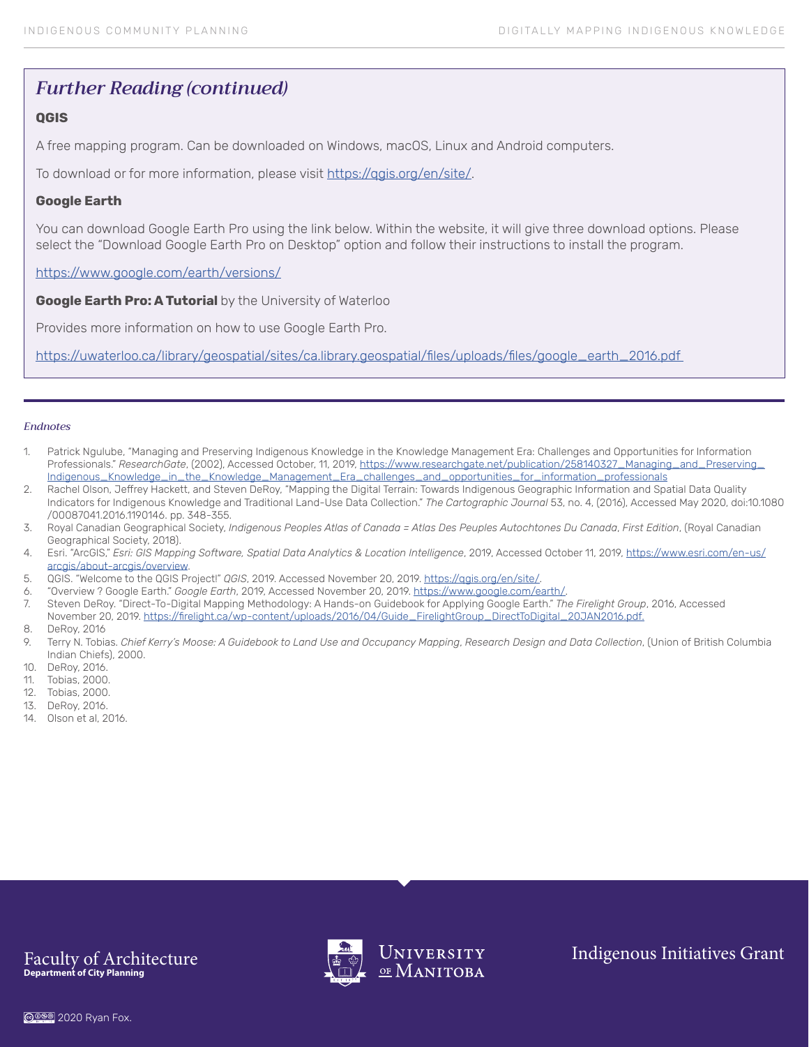## Further Reading (continued)

### QGIS

A free mapping program. Can be downloaded on Windows, macOS, Linux and Android computers.

To download or for more information, please visit https://qgis.org/en/site/.

### Google Earth

You can download Google Earth Pro using the link below. Within the website, it will give three download options. Please select the "Download Google Earth Pro on Desktop" option and follow their instructions to install the program.

https://www.google.com/earth/versions/

**Google Earth Pro: A Tutorial** by the University of Waterloo

Provides more information on how to use Google Earth Pro.

https://uwaterloo.ca/library/geospatial/sites/ca.library.geospatial/files/uploads/files/google_earth_2016.pdf

---

*Endnotes*

1. Patrick Ngulube, "Managing and Preserving Indigenous Knowledge in the Knowledge Management Era: Challenges and Opportunities for Information Professionals." *ResearchGate*, (2002), Accessed October, 11, 2019, https://www.researchgate.net/publication/258140327_Managing_and_Preserving_Indigenous_Knowledge_in_the_Knowledge_Management_Era_challenges_and_opportunities_for_information_professionals
2. Rachel Olson, Jeffrey Hackett, and Steven DeRoy, "Mapping the Digital Terrain: Towards Indigenous Geographic Information and Spatial Data Quality Indicators for Indigenous Knowledge and Traditional Land-Use Data Collection." *The Cartographic Journal* 53, no. 4, (2016), Accessed May 2020, doi:10.1080/00087041.2016.1190146. pp. 348-355.
3. Royal Canadian Geographical Society, *Indigenous Peoples Atlas of Canada = Atlas Des Peuples Autochtones Du Canada, First Edition*, (Royal Canadian Geographical Society, 2018).
4. Esri. "ArcGIS," *Esri: GIS Mapping Software, Spatial Data Analytics & Location Intelligence*, 2019, Accessed October 11, 2019, https://www.esri.com/en-us/arcgis/about-arcgis/overview.
5. QGIS. "Welcome to the QGIS Project!" *QGIS*, 2019. Accessed November 20, 2019. https://qgis.org/en/site/.
6. "Overview ? Google Earth." *Google Earth*, 2019, Accessed November 20, 2019. https://www.google.com/earth/.
7. Steven DeRoy. "Direct-To-Digital Mapping Methodology: A Hands-on Guidebook for Applying Google Earth." *The Firelight Group*, 2016, Accessed November 20, 2019. https://firelight.ca/wp-content/uploads/2016/04/Guide_FirelightGroup_DirectToDigital_20JAN2016.pdf.
8. DeRoy, 2016
9. Terry N. Tobias. *Chief Kerry's Moose: A Guidebook to Land Use and Occupancy Mapping, Research Design and Data Collection*, (Union of British Columbia Indian Chiefs), 2000.
10. DeRoy, 2016.
11. Tobias, 2000.
12. Tobias, 2000.
13. DeRoy, 2016.
14. Olson et al, 2016.

Faculty of Architecture
**Department of City Planning**

University of Manitoba

Indigenous Initiatives Grant

2020 Ryan Fox.